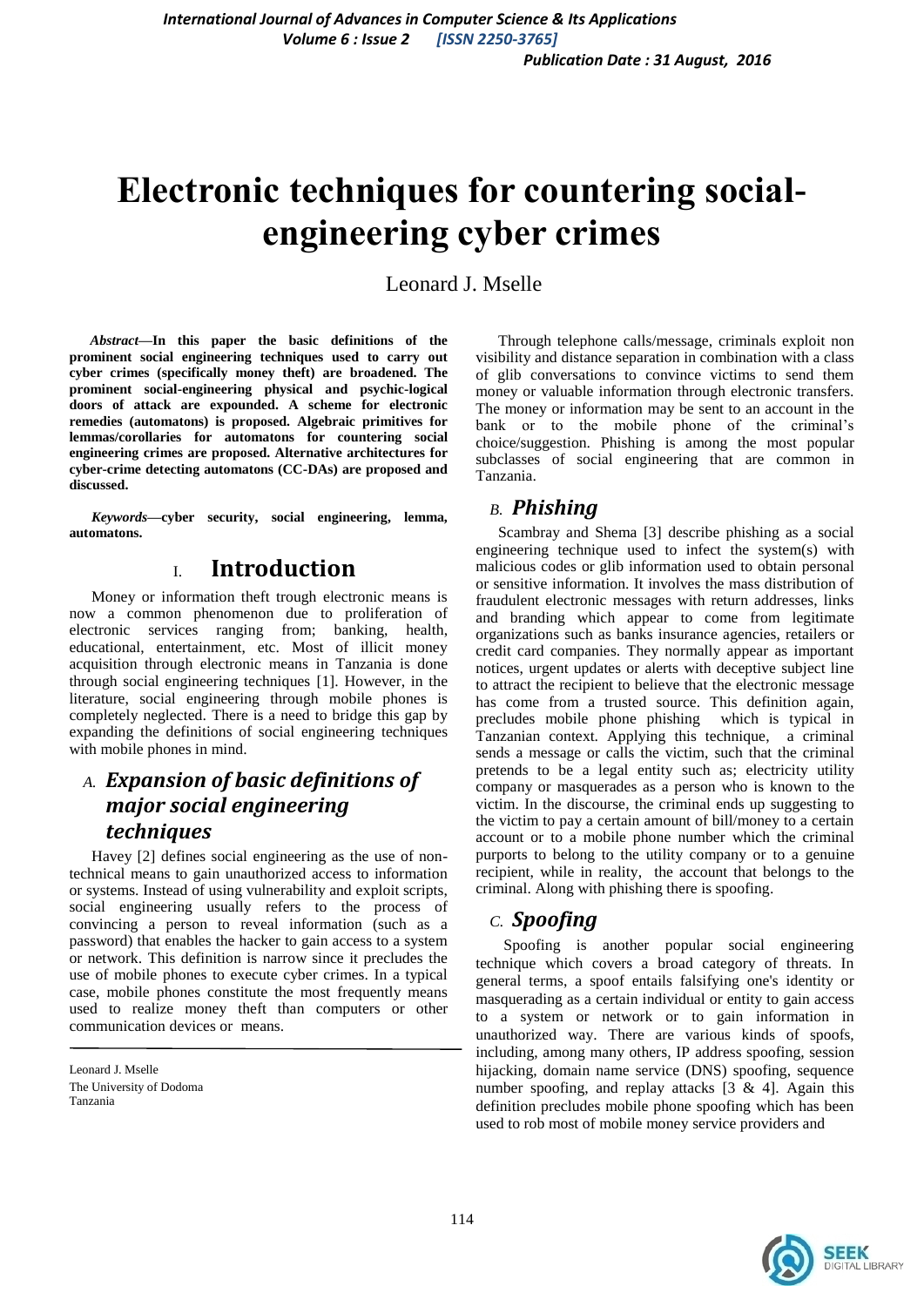# Electronic techniques for countering social-engineering cyber crimes

Leonard J. Mselle

***Abstract*—In this paper the basic definitions of the prominent social engineering techniques used to carry out cyber crimes (specifically money theft) are broadened. The prominent social-engineering physical and psychic-logical doors of attack are expounded. A scheme for electronic remedies (automatons) is proposed. Algebraic primitives for lemmas/corollaries for automatons for countering social engineering crimes are proposed. Alternative architectures for cyber-crime detecting automatons (CC-DAs) are proposed and discussed.**

***Keywords*—cyber security, social engineering, lemma, automatons.**

## I. Introduction

Money or information theft trough electronic means is now a common phenomenon due to proliferation of electronic services ranging from; banking, health, educational, entertainment, etc. Most of illicit money acquisition through electronic means in Tanzania is done through social engineering techniques [1]. However, in the literature, social engineering through mobile phones is completely neglected. There is a need to bridge this gap by expanding the definitions of social engineering techniques with mobile phones in mind.

### A. *Expansion of basic definitions of major social engineering techniques*

Havey [2] defines social engineering as the use of non-technical means to gain unauthorized access to information or systems. Instead of using vulnerability and exploit scripts, social engineering usually refers to the process of convincing a person to reveal information (such as a password) that enables the hacker to gain access to a system or network. This definition is narrow since it precludes the use of mobile phones to execute cyber crimes. In a typical case, mobile phones constitute the most frequently means used to realize money theft than computers or other communication devices or means.

Leonard J. Mselle
The University of Dodoma
Tanzania

Through telephone calls/message, criminals exploit non visibility and distance separation in combination with a class of glib conversations to convince victims to send them money or valuable information through electronic transfers. The money or information may be sent to an account in the bank or to the mobile phone of the criminal's choice/suggestion. Phishing is among the most popular subclasses of social engineering that are common in Tanzania.

### B. *Phishing*

Scambray and Shema [3] describe phishing as a social engineering technique used to infect the system(s) with malicious codes or glib information used to obtain personal or sensitive information. It involves the mass distribution of fraudulent electronic messages with return addresses, links and branding which appear to come from legitimate organizations such as banks insurance agencies, retailers or credit card companies. They normally appear as important notices, urgent updates or alerts with deceptive subject line to attract the recipient to believe that the electronic message has come from a trusted source. This definition again, precludes mobile phone phishing which is typical in Tanzanian context. Applying this technique, a criminal sends a message or calls the victim, such that the criminal pretends to be a legal entity such as; electricity utility company or masquerades as a person who is known to the victim. In the discourse, the criminal ends up suggesting to the victim to pay a certain amount of bill/money to a certain account or to a mobile phone number which the criminal purports to belong to the utility company or to a genuine recipient, while in reality, the account that belongs to the criminal. Along with phishing there is spoofing.

### C. *Spoofing*

Spoofing is another popular social engineering technique which covers a broad category of threats. In general terms, a spoof entails falsifying one's identity or masquerading as a certain individual or entity to gain access to a system or network or to gain information in unauthorized way. There are various kinds of spoofs, including, among many others, IP address spoofing, session hijacking, domain name service (DNS) spoofing, sequence number spoofing, and replay attacks [3 & 4]. Again this definition precludes mobile phone spoofing which has been used to rob most of mobile money service providers and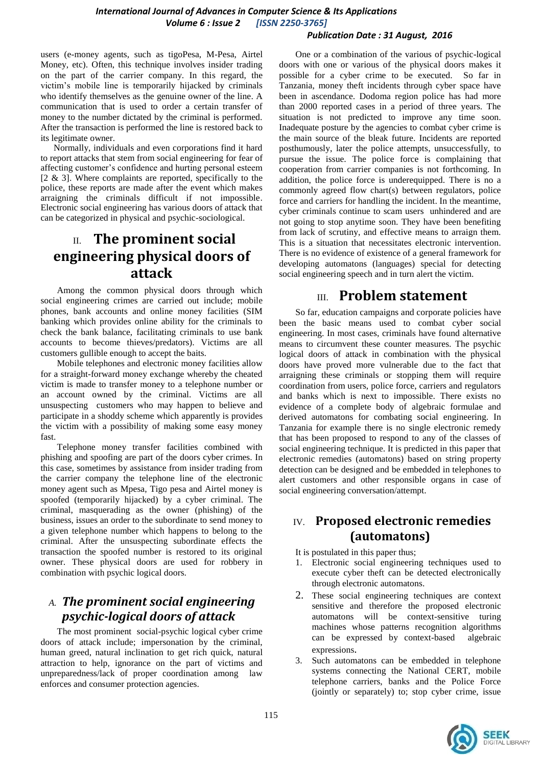users (e-money agents, such as tigoPesa, M-Pesa, Airtel Money, etc). Often, this technique involves insider trading on the part of the carrier company. In this regard, the victim's mobile line is temporarily hijacked by criminals who identify themselves as the genuine owner of the line. A communication that is used to order a certain transfer of money to the number dictated by the criminal is performed. After the transaction is performed the line is restored back to its legitimate owner.

Normally, individuals and even corporations find it hard to report attacks that stem from social engineering for fear of affecting customer's confidence and hurting personal esteem [2 & 3]. Where complaints are reported, specifically to the police, these reports are made after the event which makes arraigning the criminals difficult if not impossible. Electronic social engineering has various doors of attack that can be categorized in physical and psychic-sociological.

# II. The prominent social engineering physical doors of attack

Among the common physical doors through which social engineering crimes are carried out include; mobile phones, bank accounts and online money facilities (SIM banking which provides online ability for the criminals to check the bank balance, facilitating criminals to use bank accounts to become thieves/predators). Victims are all customers gullible enough to accept the baits.

Mobile telephones and electronic money facilities allow for a straight-forward money exchange whereby the cheated victim is made to transfer money to a telephone number or an account owned by the criminal. Victims are all unsuspecting customers who may happen to believe and participate in a shoddy scheme which apparently is provides the victim with a possibility of making some easy money fast.

Telephone money transfer facilities combined with phishing and spoofing are part of the doors cyber crimes. In this case, sometimes by assistance from insider trading from the carrier company the telephone line of the electronic money agent such as Mpesa, Tigo pesa and Airtel money is spoofed (temporarily hijacked) by a cyber criminal. The criminal, masquerading as the owner (phishing) of the business, issues an order to the subordinate to send money to a given telephone number which happens to belong to the criminal. After the unsuspecting subordinate effects the transaction the spoofed number is restored to its original owner. These physical doors are used for robbery in combination with psychic logical doors.

## *A. The prominent social engineering psychic-logical doors of attack*

The most prominent social-psychic logical cyber crime doors of attack include; impersonation by the criminal, human greed, natural inclination to get rich quick, natural attraction to help, ignorance on the part of victims and unpreparedness/lack of proper coordination among law enforces and consumer protection agencies.

One or a combination of the various of psychic-logical doors with one or various of the physical doors makes it possible for a cyber crime to be executed. So far in Tanzania, money theft incidents through cyber space have been in ascendance. Dodoma region police has had more than 2000 reported cases in a period of three years. The situation is not predicted to improve any time soon. Inadequate posture by the agencies to combat cyber crime is the main source of the bleak future. Incidents are reported posthumously, later the police attempts, unsuccessfully, to pursue the issue. The police force is complaining that cooperation from carrier companies is not forthcoming. In addition, the police force is underequipped. There is no a commonly agreed flow chart(s) between regulators, police force and carriers for handling the incident. In the meantime, cyber criminals continue to scam users unhindered and are not going to stop anytime soon. They have been benefiting from lack of scrutiny, and effective means to arraign them. This is a situation that necessitates electronic intervention. There is no evidence of existence of a general framework for developing automatons (languages) special for detecting social engineering speech and in turn alert the victim.

# III. Problem statement

So far, education campaigns and corporate policies have been the basic means used to combat cyber social engineering. In most cases, criminals have found alternative means to circumvent these counter measures. The psychic logical doors of attack in combination with the physical doors have proved more vulnerable due to the fact that arraigning these criminals or stopping them will require coordination from users, police force, carriers and regulators and banks which is next to impossible. There exists no evidence of a complete body of algebraic formulae and derived automatons for combating social engineering. In Tanzania for example there is no single electronic remedy that has been proposed to respond to any of the classes of social engineering technique. It is predicted in this paper that electronic remedies (automatons) based on string property detection can be designed and be embedded in telephones to alert customers and other responsible organs in case of social engineering conversation/attempt.

# IV. Proposed electronic remedies (automatons)

It is postulated in this paper thus;

1. Electronic social engineering techniques used to execute cyber theft can be detected electronically through electronic automatons.
2. These social engineering techniques are context sensitive and therefore the proposed electronic automatons will be context-sensitive turing machines whose patterns recognition algorithms can be expressed by context-based algebraic expressions.
3. Such automatons can be embedded in telephone systems connecting the National CERT, mobile telephone carriers, banks and the Police Force (jointly or separately) to; stop cyber crime, issue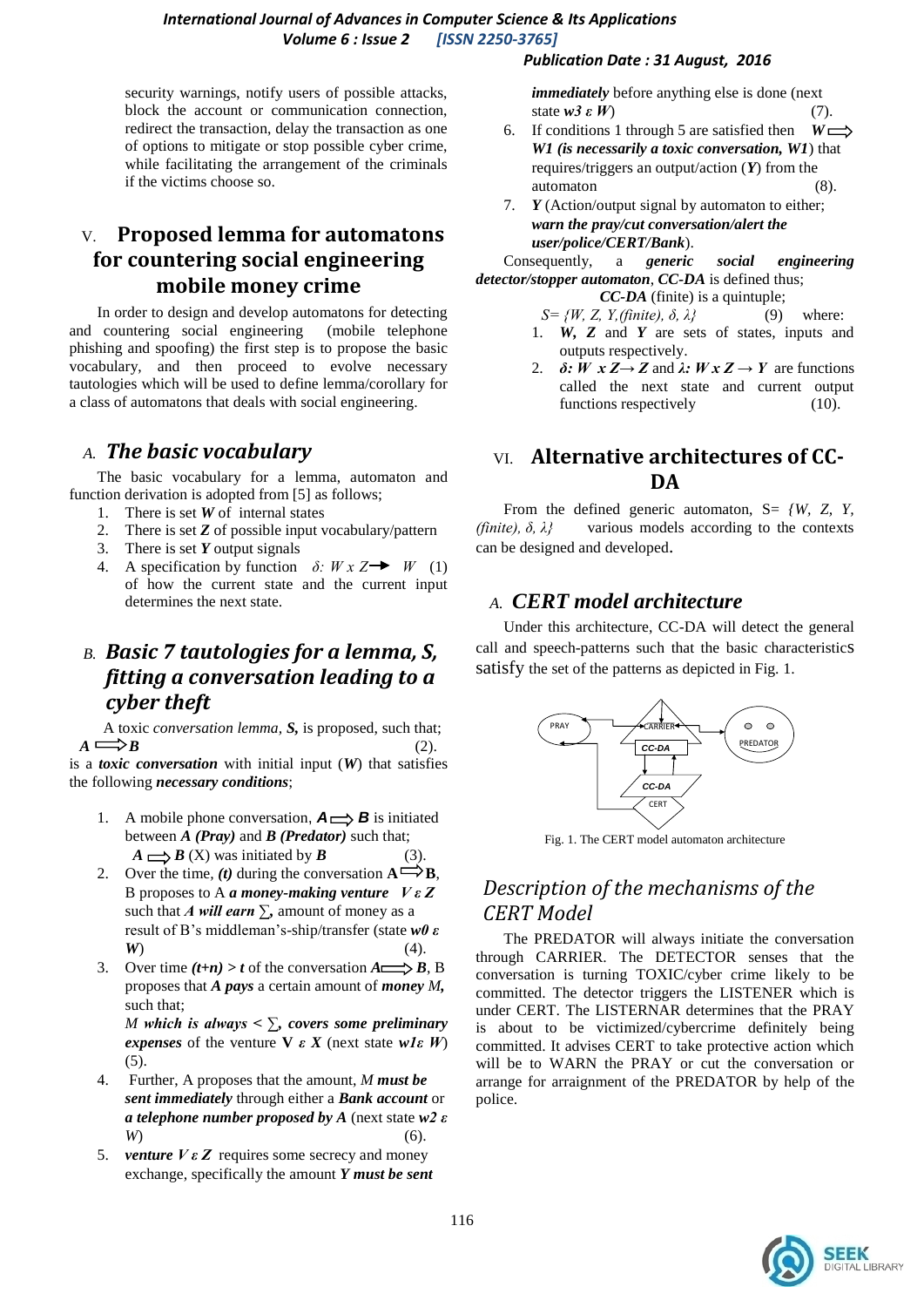security warnings, notify users of possible attacks, block the account or communication connection, redirect the transaction, delay the transaction as one of options to mitigate or stop possible cyber crime, while facilitating the arrangement of the criminals if the victims choose so.

## V. Proposed lemma for automatons for countering social engineering mobile money crime

In order to design and develop automatons for detecting and countering social engineering (mobile telephone phishing and spoofing) the first step is to propose the basic vocabulary, and then proceed to evolve necessary tautologies which will be used to define lemma/corollary for a class of automatons that deals with social engineering.

### A. *The basic vocabulary*

The basic vocabulary for a lemma, automaton and function derivation is adopted from [5] as follows;

1. There is set ***W*** of internal states
2. There is set ***Z*** of possible input vocabulary/pattern
3. There is set ***Y*** output signals
4. A specification by function $\delta: W \times Z \rightarrow W$ (1) of how the current state and the current input determines the next state.

### B. *Basic 7 tautologies for a lemma, S, fitting a conversation leading to a cyber theft*

A toxic *conversation lemma*, ***S,*** is proposed, such that;

$A \Rightarrow B$ (2).

is a ***toxic conversation*** with initial input (***W***) that satisfies the following ***necessary conditions***;

1. A mobile phone conversation, $A \Rightarrow B$ is initiated between ***A (Pray)*** and ***B (Predator)*** such that;
   $A \Rightarrow B$ (X) was initiated by ***B*** (3).
2. Over the time, ***(t)*** during the conversation $A \Rightarrow B$, B proposes to A ***a money-making venture*** $V \varepsilon Z$ such that ***A will earn*** $\sum$, amount of money as a result of B's middleman's-ship/transfer (state $w0 \ \varepsilon \ W$) (4).
3. Over time ***(t+n) > t*** of the conversation $A \Rightarrow B$, B proposes that ***A pays*** a certain amount of ***money*** ***M,*** such that;
   ***M which is always*** $< \sum$, ***covers some preliminary expenses*** of the venture $V \ \varepsilon \ X$ (next state $w1 \varepsilon \ W$) (5).
4. Further, A proposes that the amount, ***M must be sent immediately*** through either a ***Bank account*** or ***a telephone number proposed by A*** (next state $w2 \ \varepsilon \ W$) (6).
5. ***venture*** $V \varepsilon Z$ requires some secrecy and money exchange, specifically the amount ***Y must be sent immediately*** before anything else is done (next state $w3 \ \varepsilon \ W$) (7).
6. If conditions 1 through 5 are satisfied then $W \Rightarrow$ ***W1 (is necessarily a toxic conversation, W1***) that requires/triggers an output/action (***Y***) from the automaton (8).
7. ***Y*** (Action/output signal by automaton to either; ***warn the pray/cut conversation/alert the user/police/CERT/Bank***).

Consequently, a ***generic social engineering detector/stopper automaton***, ***CC-DA*** is defined thus;

***CC-DA*** (finite) is a quintuple;

$S = \{W, Z, Y, (finite), \delta, \lambda\}$ (9) where:

1. ***W, Z*** and ***Y*** are sets of states, inputs and outputs respectively.
2. $\delta: W \times Z \rightarrow Z$ and $\lambda: W \times Z \rightarrow Y$ are functions called the next state and current output functions respectively (10).

## VI. Alternative architectures of CC-DA

From the defined generic automaton, $S = \{W, Z, Y, (finite), \delta, \lambda\}$ various models according to the contexts can be designed and developed.

### A. *CERT model architecture*

Under this architecture, CC-DA will detect the general call and speech-patterns such that the basic characteristics satisfy the set of the patterns as depicted in Fig. 1.

Fig. 1. The CERT model automaton architecture

### *Description of the mechanisms of the CERT Model*

The PREDATOR will always initiate the conversation through CARRIER. The DETECTOR senses that the conversation is turning TOXIC/cyber crime likely to be committed. The detector triggers the LISTENER which is under CERT. The LISTERNAR determines that the PRAY is about to be victimized/cybercrime definitely being committed. It advises CERT to take protective action which will be to WARN the PRAY or cut the conversation or arrange for arraignment of the PREDATOR by help of the police.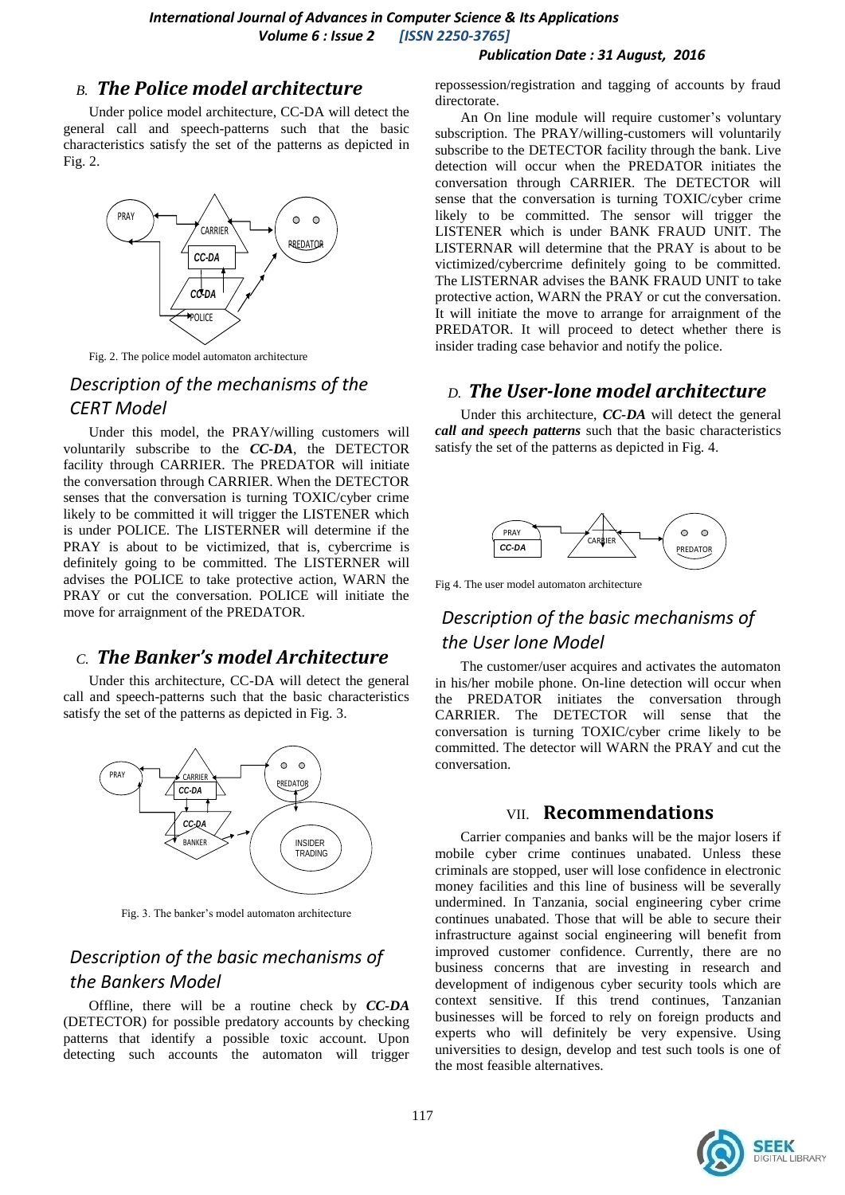## B. *The Police model architecture*

Under police model architecture, CC-DA will detect the general call and speech-patterns such that the basic characteristics satisfy the set of the patterns as depicted in Fig. 2.

Fig. 2. The police model automaton architecture

### *Description of the mechanisms of the CERT Model*

Under this model, the PRAY/willing customers will voluntarily subscribe to the ***CC-DA***, the DETECTOR facility through CARRIER. The PREDATOR will initiate the conversation through CARRIER. When the DETECTOR senses that the conversation is turning TOXIC/cyber crime likely to be committed it will trigger the LISTENER which is under POLICE. The LISTERNER will determine if the PRAY is about to be victimized, that is, cybercrime is definitely going to be committed. The LISTERNER will advises the POLICE to take protective action, WARN the PRAY or cut the conversation. POLICE will initiate the move for arraignment of the PREDATOR.

## C. *The Banker's model Architecture*

Under this architecture, CC-DA will detect the general call and speech-patterns such that the basic characteristics satisfy the set of the patterns as depicted in Fig. 3.

Fig. 3. The banker's model automaton architecture

### *Description of the basic mechanisms of the Bankers Model*

Offline, there will be a routine check by ***CC-DA*** (DETECTOR) for possible predatory accounts by checking patterns that identify a possible toxic account. Upon detecting such accounts the automaton will trigger repossession/registration and tagging of accounts by fraud directorate.

An On line module will require customer's voluntary subscription. The PRAY/willing-customers will voluntarily subscribe to the DETECTOR facility through the bank. Live detection will occur when the PREDATOR initiates the conversation through CARRIER. The DETECTOR will sense that the conversation is turning TOXIC/cyber crime likely to be committed. The sensor will trigger the LISTERNER which is under BANK FRAUD UNIT. The LISTERNAR will determine that the PRAY is about to be victimized/cybercrime definitely going to be committed. The LISTERNAR advises the BANK FRAUD UNIT to take protective action, WARN the PRAY or cut the conversation. It will initiate the move to arrange for arraignment of the PREDATOR. It will proceed to detect whether there is insider trading case behavior and notify the police.

## D. *The User-lone model architecture*

Under this architecture, ***CC-DA*** will detect the general ***call and speech patterns*** such that the basic characteristics satisfy the set of the patterns as depicted in Fig. 4.

Fig 4. The user model automaton architecture

### *Description of the basic mechanisms of the User lone Model*

The customer/user acquires and activates the automaton in his/her mobile phone. On-line detection will occur when the PREDATOR initiates the conversation through CARRIER. The DETECTOR will sense that the conversation is turning TOXIC/cyber crime likely to be committed. The detector will WARN the PRAY and cut the conversation.

# VII. Recommendations

Carrier companies and banks will be the major losers if mobile cyber crime continues unabated. Unless these criminals are stopped, user will lose confidence in electronic money facilities and this line of business will be severally undermined. In Tanzania, social engineering cyber crime continues unabated. Those that will be able to secure their infrastructure against social engineering will benefit from improved customer confidence. Currently, there are no business concerns that are investing in research and development of indigenous cyber security tools which are context sensitive. If this trend continues, Tanzanian businesses will be forced to rely on foreign products and experts who will definitely be very expensive. Using universities to design, develop and test such tools is one of the most feasible alternatives.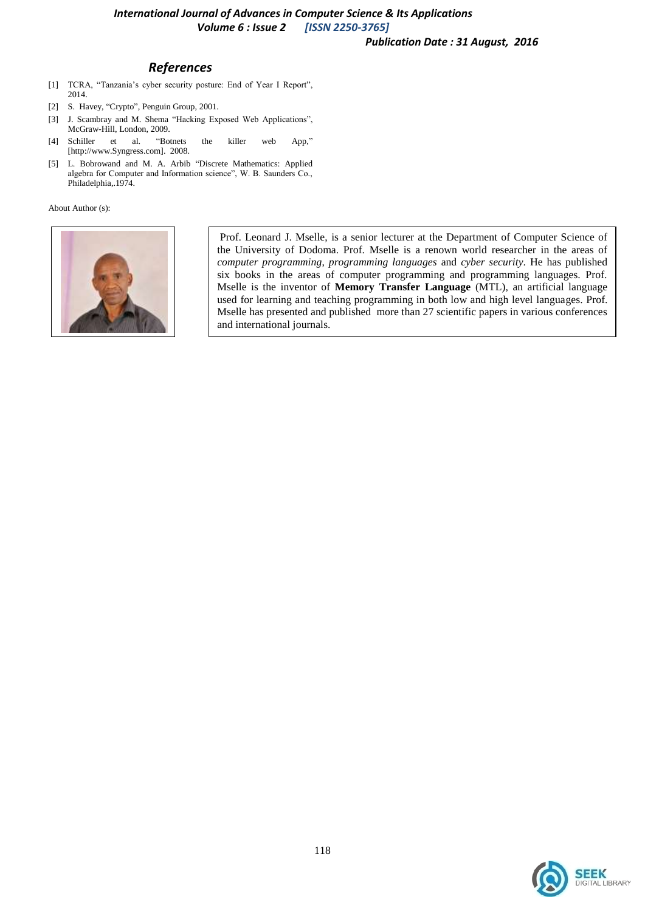## References

[1] TCRA, "Tanzania's cyber security posture: End of Year I Report", 2014.

[2] S. Havey, "Crypto", Penguin Group, 2001.

[3] J. Scambray and M. Shema "Hacking Exposed Web Applications", McGraw-Hill, London, 2009.

[4] Schiller et al. "Botnets the killer web App," [http://www.Syngress.com]. 2008.

[5] L. Bobrowand and M. A. Arbib "Discrete Mathematics: Applied algebra for Computer and Information science", W. B. Saunders Co., Philadelphia,.1974.

About Author (s):

Prof. Leonard J. Mselle, is a senior lecturer at the Department of Computer Science of the University of Dodoma. Prof. Mselle is a renown world researcher in the areas of *computer programming*, *programming languages* and *cyber security*. He has published six books in the areas of computer programming and programming languages. Prof. Mselle is the inventor of **Memory Transfer Language** (MTL), an artificial language used for learning and teaching programming in both low and high level languages. Prof. Mselle has presented and published more than 27 scientific papers in various conferences and international journals.